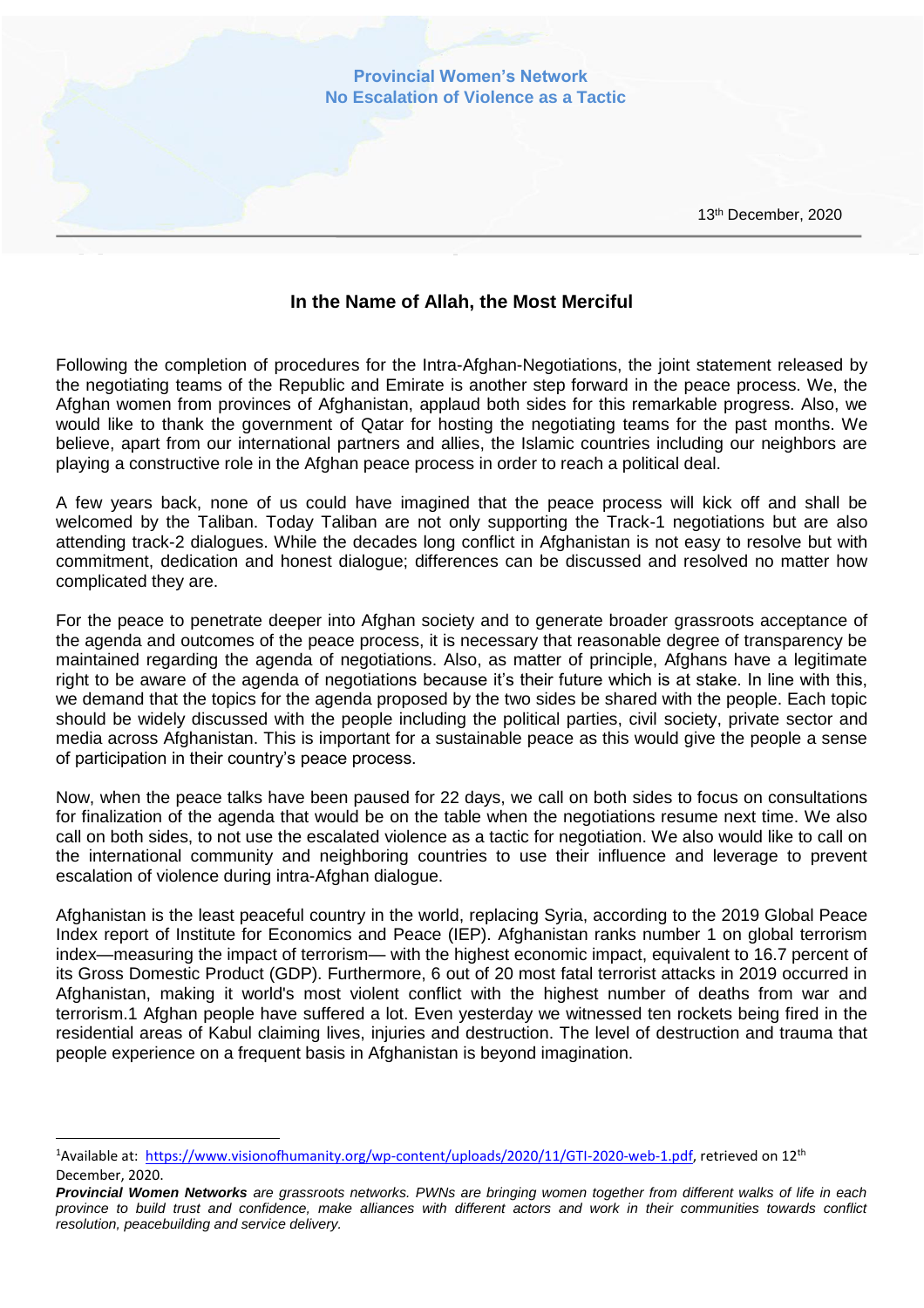**Provincial Women's Network**
**No Escalation of Violence as a Tactic**

13th December, 2020

### In the Name of Allah, the Most Merciful

Following the completion of procedures for the Intra-Afghan-Negotiations, the joint statement released by the negotiating teams of the Republic and Emirate is another step forward in the peace process. We, the Afghan women from provinces of Afghanistan, applaud both sides for this remarkable progress. Also, we would like to thank the government of Qatar for hosting the negotiating teams for the past months. We believe, apart from our international partners and allies, the Islamic countries including our neighbors are playing a constructive role in the Afghan peace process in order to reach a political deal.

A few years back, none of us could have imagined that the peace process will kick off and shall be welcomed by the Taliban. Today Taliban are not only supporting the Track-1 negotiations but are also attending track-2 dialogues. While the decades long conflict in Afghanistan is not easy to resolve but with commitment, dedication and honest dialogue; differences can be discussed and resolved no matter how complicated they are.

For the peace to penetrate deeper into Afghan society and to generate broader grassroots acceptance of the agenda and outcomes of the peace process, it is necessary that reasonable degree of transparency be maintained regarding the agenda of negotiations. Also, as matter of principle, Afghans have a legitimate right to be aware of the agenda of negotiations because it's their future which is at stake. In line with this, we demand that the topics for the agenda proposed by the two sides be shared with the people. Each topic should be widely discussed with the people including the political parties, civil society, private sector and media across Afghanistan. This is important for a sustainable peace as this would give the people a sense of participation in their country's peace process.

Now, when the peace talks have been paused for 22 days, we call on both sides to focus on consultations for finalization of the agenda that would be on the table when the negotiations resume next time. We also call on both sides, to not use the escalated violence as a tactic for negotiation. We also would like to call on the international community and neighboring countries to use their influence and leverage to prevent escalation of violence during intra-Afghan dialogue.

Afghanistan is the least peaceful country in the world, replacing Syria, according to the 2019 Global Peace Index report of Institute for Economics and Peace (IEP). Afghanistan ranks number 1 on global terrorism index—measuring the impact of terrorism— with the highest economic impact, equivalent to 16.7 percent of its Gross Domestic Product (GDP). Furthermore, 6 out of 20 most fatal terrorist attacks in 2019 occurred in Afghanistan, making it world's most violent conflict with the highest number of deaths from war and terrorism.[1] Afghan people have suffered a lot. Even yesterday we witnessed ten rockets being fired in the residential areas of Kabul claiming lives, injuries and destruction. The level of destruction and trauma that people experience on a frequent basis in Afghanistan is beyond imagination.

---

[1]Available at: https://www.visionofhumanity.org/wp-content/uploads/2020/11/GTI-2020-web-1.pdf, retrieved on 12th December, 2020.

***Provincial Women Networks*** *are grassroots networks. PWNs are bringing women together from different walks of life in each province to build trust and confidence, make alliances with different actors and work in their communities towards conflict resolution, peacebuilding and service delivery.*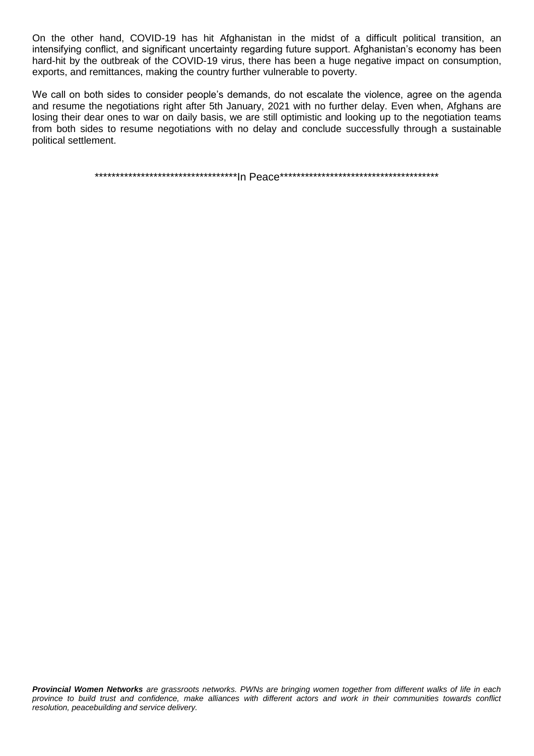On the other hand, COVID-19 has hit Afghanistan in the midst of a difficult political transition, an intensifying conflict, and significant uncertainty regarding future support. Afghanistan's economy has been hard-hit by the outbreak of the COVID-19 virus, there has been a huge negative impact on consumption, exports, and remittances, making the country further vulnerable to poverty.

We call on both sides to consider people's demands, do not escalate the violence, agree on the agenda and resume the negotiations right after 5th January, 2021 with no further delay. Even when, Afghans are losing their dear ones to war on daily basis, we are still optimistic and looking up to the negotiation teams from both sides to resume negotiations with no delay and conclude successfully through a sustainable political settlement.

**********************************In Peace***************************************

***Provincial Women Networks** are grassroots networks. PWNs are bringing women together from different walks of life in each province to build trust and confidence, make alliances with different actors and work in their communities towards conflict resolution, peacebuilding and service delivery.*